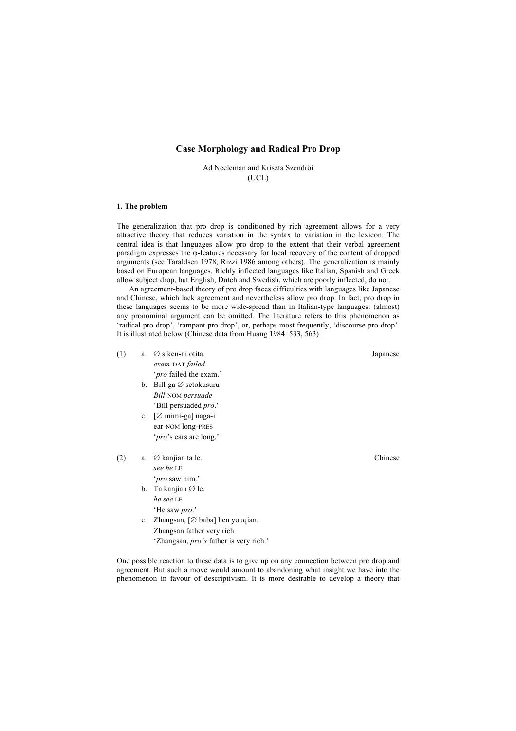# Case Morphology and Radical Pro Drop

Ad Neeleman and Kriszta Szendrői
(UCL)

## 1. The problem

The generalization that pro drop is conditioned by rich agreement allows for a very attractive theory that reduces variation in the syntax to variation in the lexicon. The central idea is that languages allow pro drop to the extent that their verbal agreement paradigm expresses the φ-features necessary for local recovery of the content of dropped arguments (see Taraldsen 1978, Rizzi 1986 among others). The generalization is mainly based on European languages. Richly inflected languages like Italian, Spanish and Greek allow subject drop, but English, Dutch and Swedish, which are poorly inflected, do not.

An agreement-based theory of pro drop faces difficulties with languages like Japanese and Chinese, which lack agreement and nevertheless allow pro drop. In fact, pro drop in these languages seems to be more wide-spread than in Italian-type languages: (almost) any pronominal argument can be omitted. The literature refers to this phenomenon as 'radical pro drop', 'rampant pro drop', or, perhaps most frequently, 'discourse pro drop'. It is illustrated below (Chinese data from Huang 1984: 533, 563):

(1) a. ∅ siken-ni otita. — Japanese
*exam*-DAT *failed*
'*pro* failed the exam.'

b. Bill-ga ∅ setokusuru
*Bill*-NOM *persuade*
'Bill persuaded *pro*.'

c. [∅ mimi-ga] naga-i
ear-NOM long-PRES
'*pro*'s ears are long.'

(2) a. ∅ kanjian ta le. — Chinese
*see he* LE
'*pro* saw him.'

b. Ta kanjian ∅ le.
*he see* LE
'He saw *pro*.'

c. Zhangsan, [∅ baba] hen youqian.
Zhangsan father very rich
'Zhangsan, *pro's* father is very rich.'

One possible reaction to these data is to give up on any connection between pro drop and agreement. But such a move would amount to abandoning what insight we have into the phenomenon in favour of descriptivism. It is more desirable to develop a theory that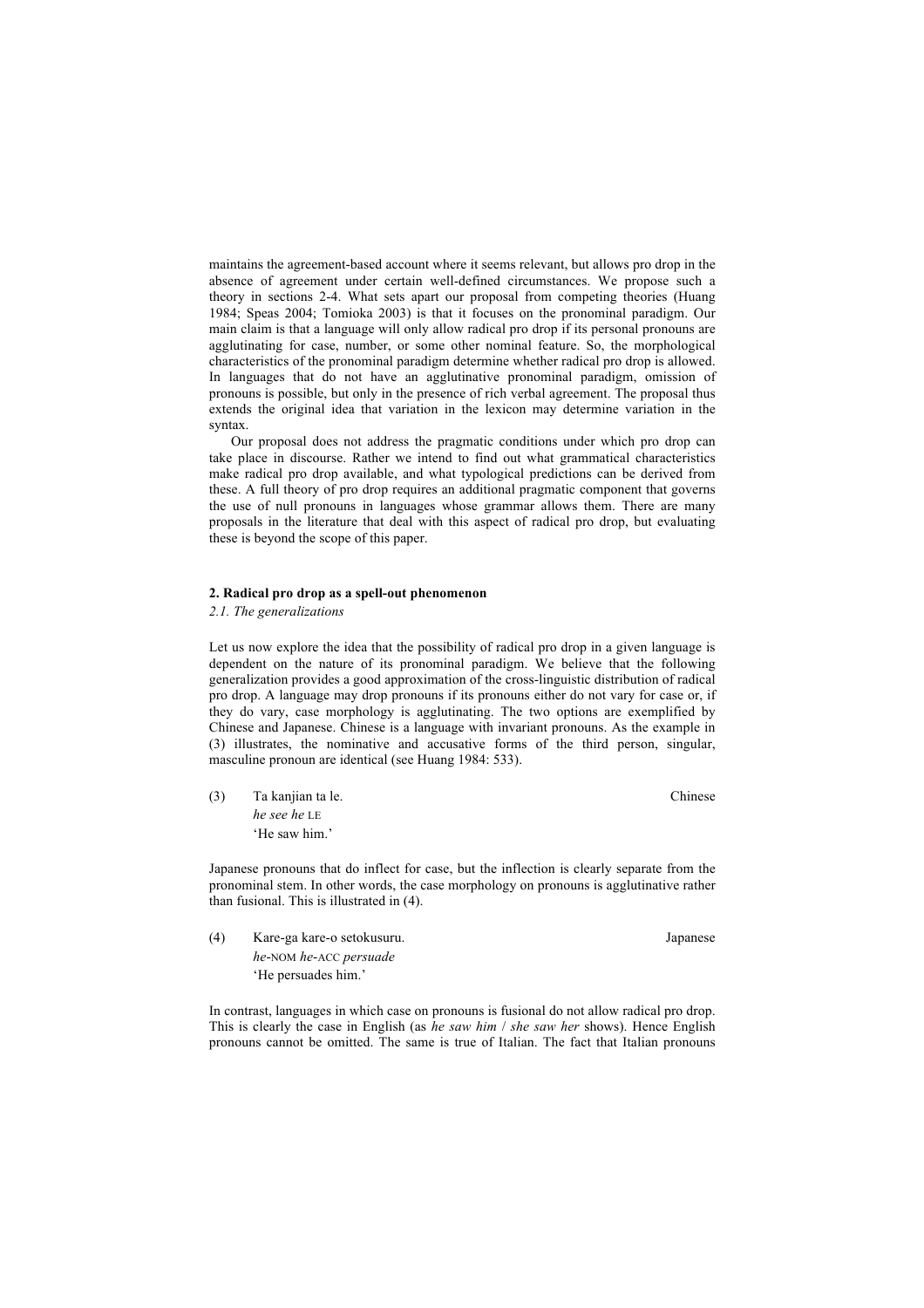maintains the agreement-based account where it seems relevant, but allows pro drop in the absence of agreement under certain well-defined circumstances. We propose such a theory in sections 2-4. What sets apart our proposal from competing theories (Huang 1984; Speas 2004; Tomioka 2003) is that it focuses on the pronominal paradigm. Our main claim is that a language will only allow radical pro drop if its personal pronouns are agglutinating for case, number, or some other nominal feature. So, the morphological characteristics of the pronominal paradigm determine whether radical pro drop is allowed. In languages that do not have an agglutinative pronominal paradigm, omission of pronouns is possible, but only in the presence of rich verbal agreement. The proposal thus extends the original idea that variation in the lexicon may determine variation in the syntax.

Our proposal does not address the pragmatic conditions under which pro drop can take place in discourse. Rather we intend to find out what grammatical characteristics make radical pro drop available, and what typological predictions can be derived from these. A full theory of pro drop requires an additional pragmatic component that governs the use of null pronouns in languages whose grammar allows them. There are many proposals in the literature that deal with this aspect of radical pro drop, but evaluating these is beyond the scope of this paper.

## 2. Radical pro drop as a spell-out phenomenon

### *2.1. The generalizations*

Let us now explore the idea that the possibility of radical pro drop in a given language is dependent on the nature of its pronominal paradigm. We believe that the following generalization provides a good approximation of the cross-linguistic distribution of radical pro drop. A language may drop pronouns if its pronouns either do not vary for case or, if they do vary, case morphology is agglutinating. The two options are exemplified by Chinese and Japanese. Chinese is a language with invariant pronouns. As the example in (3) illustrates, the nominative and accusative forms of the third person, singular, masculine pronoun are identical (see Huang 1984: 533).

(3) Ta kanjian ta le. Chinese
*he see he* LE
'He saw him.'

Japanese pronouns that do inflect for case, but the inflection is clearly separate from the pronominal stem. In other words, the case morphology on pronouns is agglutinative rather than fusional. This is illustrated in (4).

(4) Kare-ga kare-o setokusuru. Japanese
*he*-NOM *he*-ACC *persuade*
'He persuades him.'

In contrast, languages in which case on pronouns is fusional do not allow radical pro drop. This is clearly the case in English (as *he saw him* / *she saw her* shows). Hence English pronouns cannot be omitted. The same is true of Italian. The fact that Italian pronouns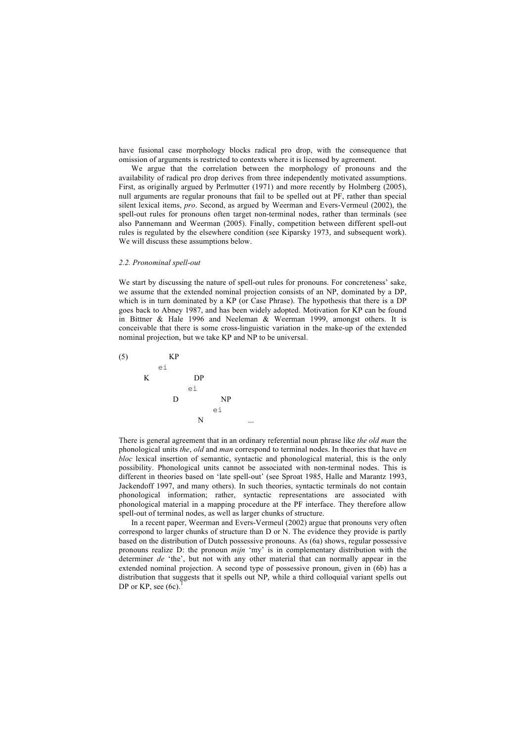have fusional case morphology blocks radical pro drop, with the consequence that omission of arguments is restricted to contexts where it is licensed by agreement.

We argue that the correlation between the morphology of pronouns and the availability of radical pro drop derives from three independently motivated assumptions. First, as originally argued by Perlmutter (1971) and more recently by Holmberg (2005), null arguments are regular pronouns that fail to be spelled out at PF, rather than special silent lexical items, *pro*. Second, as argued by Weerman and Evers-Vermeul (2002), the spell-out rules for pronouns often target non-terminal nodes, rather than terminals (see also Pannemann and Weerman (2005). Finally, competition between different spell-out rules is regulated by the elsewhere condition (see Kiparsky 1973, and subsequent work). We will discuss these assumptions below.

### *2.2. Pronominal spell-out*

We start by discussing the nature of spell-out rules for pronouns. For concreteness' sake, we assume that the extended nominal projection consists of an NP, dominated by a DP, which is in turn dominated by a KP (or Case Phrase). The hypothesis that there is a DP goes back to Abney 1987, and has been widely adopted. Motivation for KP can be found in Bittner & Hale 1996 and Neeleman & Weerman 1999, amongst others. It is conceivable that there is some cross-linguistic variation in the make-up of the extended nominal projection, but we take KP and NP to be universal.

```
(5)          KP
           ei
        K          DP
                 ei
              D          NP
                       ei
                    N          ...
```

There is general agreement that in an ordinary referential noun phrase like *the old man* the phonological units *the*, *old* and *man* correspond to terminal nodes. In theories that have *en bloc* lexical insertion of semantic, syntactic and phonological material, this is the only possibility. Phonological units cannot be associated with non-terminal nodes. This is different in theories based on 'late spell-out' (see Sproat 1985, Halle and Marantz 1993, Jackendoff 1997, and many others). In such theories, syntactic terminals do not contain phonological information; rather, syntactic representations are associated with phonological material in a mapping procedure at the PF interface. They therefore allow spell-out of terminal nodes, as well as larger chunks of structure.

In a recent paper, Weerman and Evers-Vermeul (2002) argue that pronouns very often correspond to larger chunks of structure than D or N. The evidence they provide is partly based on the distribution of Dutch possessive pronouns. As (6a) shows, regular possessive pronouns realize D: the pronoun *mijn* 'my' is in complementary distribution with the determiner *de* 'the', but not with any other material that can normally appear in the extended nominal projection. A second type of possessive pronoun, given in (6b) has a distribution that suggests that it spells out NP, while a third colloquial variant spells out DP or KP, see (6c).[1]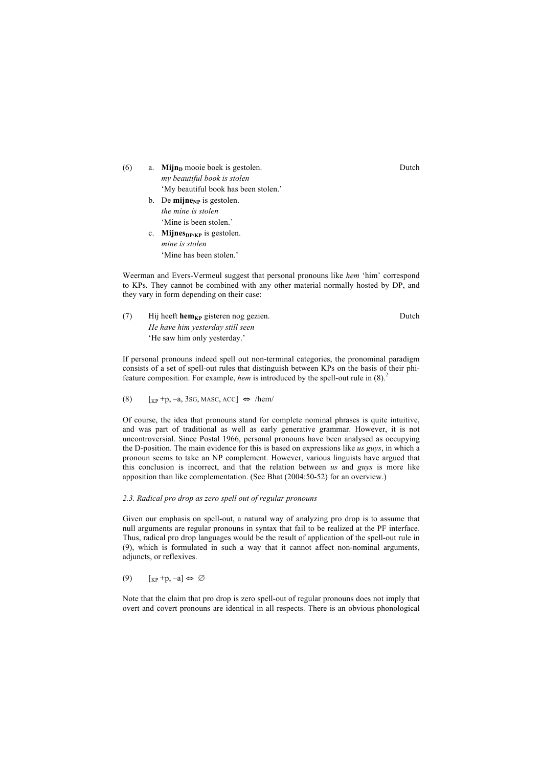(6) a. **Mijn**$_{\mathbf{D}}$ mooie boek is gestolen. Dutch
*my beautiful book is stolen*
'My beautiful book has been stolen.'

b. De **mijne**$_{\mathbf{NP}}$ is gestolen.
*the mine is stolen*
'Mine is been stolen.'

c. **Mijnes**$_{\mathbf{DP/KP}}$ is gestolen.
*mine is stolen*
'Mine has been stolen.'

Weerman and Evers-Vermeul suggest that personal pronouns like *hem* 'him' correspond to KPs. They cannot be combined with any other material normally hosted by DP, and they vary in form depending on their case:

(7) Hij heeft **hem**$_{\mathbf{KP}}$ gisteren nog gezien. Dutch
*He have him yesterday still seen*
'He saw him only yesterday.'

If personal pronouns indeed spell out non-terminal categories, the pronominal paradigm consists of a set of spell-out rules that distinguish between KPs on the basis of their phi-feature composition. For example, *hem* is introduced by the spell-out rule in (8).[2]

(8) $[_{\text{KP}}$ +p, –a, 3SG, MASC, ACC$]$ ⇔ /hem/

Of course, the idea that pronouns stand for complete nominal phrases is quite intuitive, and was part of traditional as well as early generative grammar. However, it is not uncontroversial. Since Postal 1966, personal pronouns have been analysed as occupying the D-position. The main evidence for this is based on expressions like *us guys*, in which a pronoun seems to take an NP complement. However, various linguists have argued that this conclusion is incorrect, and that the relation between *us* and *guys* is more like apposition than like complementation. (See Bhat (2004:50-52) for an overview.)

### *2.3. Radical pro drop as zero spell out of regular pronouns*

Given our emphasis on spell-out, a natural way of analyzing pro drop is to assume that null arguments are regular pronouns in syntax that fail to be realized at the PF interface. Thus, radical pro drop languages would be the result of application of the spell-out rule in (9), which is formulated in such a way that it cannot affect non-nominal arguments, adjuncts, or reflexives.

(9) $[_{\text{KP}}$ +p, –a$]$ ⇔ ∅

Note that the claim that pro drop is zero spell-out of regular pronouns does not imply that overt and covert pronouns are identical in all respects. There is an obvious phonological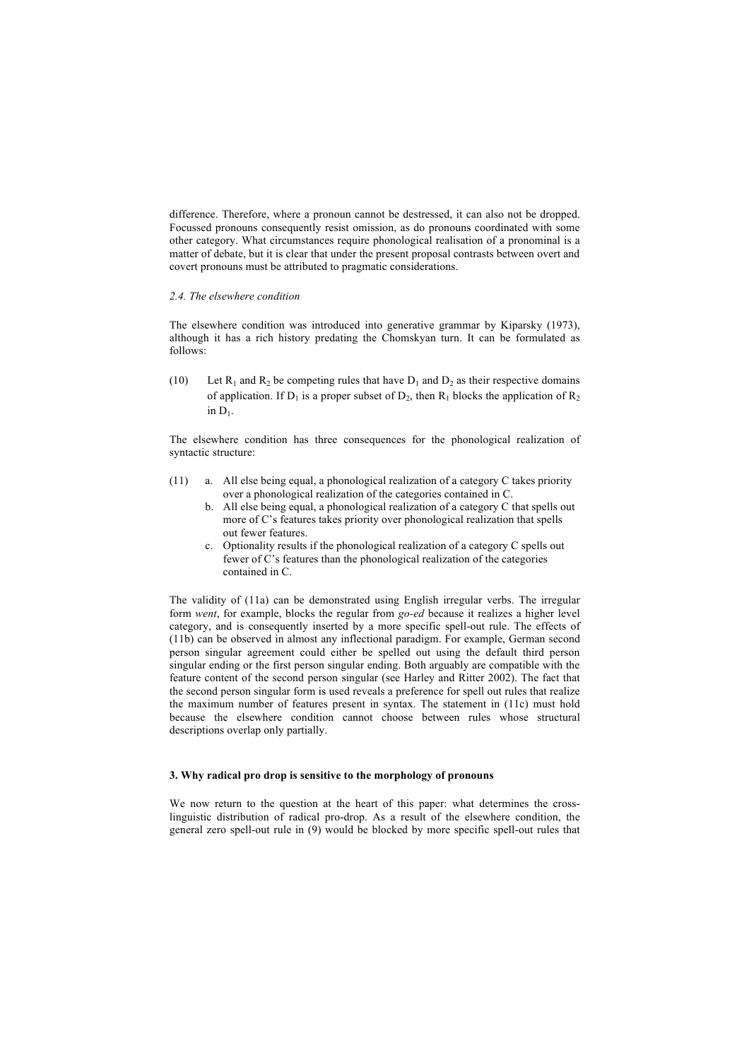difference. Therefore, where a pronoun cannot be destressed, it can also not be dropped. Focussed pronouns consequently resist omission, as do pronouns coordinated with some other category. What circumstances require phonological realisation of a pronominal is a matter of debate, but it is clear that under the present proposal contrasts between overt and covert pronouns must be attributed to pragmatic considerations.

### *2.4. The elsewhere condition*

The elsewhere condition was introduced into generative grammar by Kiparsky (1973), although it has a rich history predating the Chomskyan turn. It can be formulated as follows:

(10) Let $R_1$ and $R_2$ be competing rules that have $D_1$ and $D_2$ as their respective domains of application. If $D_1$ is a proper subset of $D_2$, then $R_1$ blocks the application of $R_2$ in $D_1$.

The elsewhere condition has three consequences for the phonological realization of syntactic structure:

(11) a. All else being equal, a phonological realization of a category C takes priority over a phonological realization of the categories contained in C.
b. All else being equal, a phonological realization of a category C that spells out more of C's features takes priority over phonological realization that spells out fewer features.
c. Optionality results if the phonological realization of a category C spells out fewer of C's features than the phonological realization of the categories contained in C.

The validity of (11a) can be demonstrated using English irregular verbs. The irregular form *went*, for example, blocks the regular from *go-ed* because it realizes a higher level category, and is consequently inserted by a more specific spell-out rule. The effects of (11b) can be observed in almost any inflectional paradigm. For example, German second person singular agreement could either be spelled out using the default third person singular ending or the first person singular ending. Both arguably are compatible with the feature content of the second person singular (see Harley and Ritter 2002). The fact that the second person singular form is used reveals a preference for spell out rules that realize the maximum number of features present in syntax. The statement in (11c) must hold because the elsewhere condition cannot choose between rules whose structural descriptions overlap only partially.

## 3. Why radical pro drop is sensitive to the morphology of pronouns

We now return to the question at the heart of this paper: what determines the cross-linguistic distribution of radical pro-drop. As a result of the elsewhere condition, the general zero spell-out rule in (9) would be blocked by more specific spell-out rules that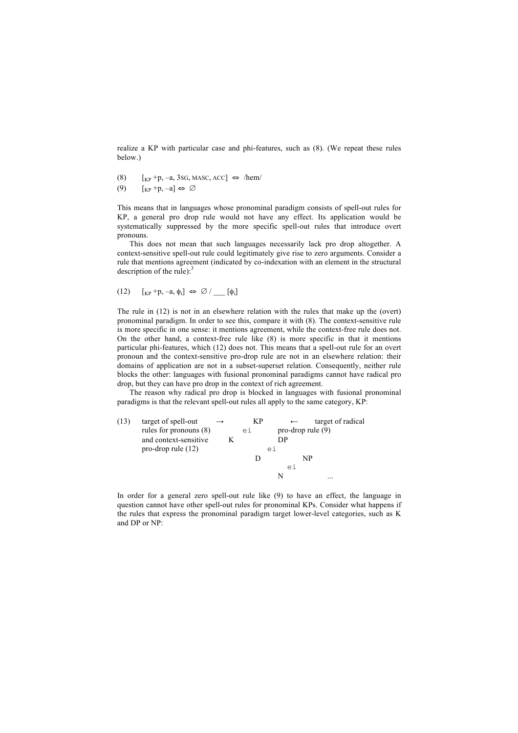realize a KP with particular case and phi-features, such as (8). (We repeat these rules below.)

(8) $[_{KP}$ +p, –a, 3SG, MASC, ACC$]$ ⇔ /hem/

(9) $[_{KP}$ +p, –a$]$ ⇔ ∅

This means that in languages whose pronominal paradigm consists of spell-out rules for KP, a general pro drop rule would not have any effect. Its application would be systematically suppressed by the more specific spell-out rules that introduce overt pronouns.

This does not mean that such languages necessarily lack pro drop altogether. A context-sensitive spell-out rule could legitimately give rise to zero arguments. Consider a rule that mentions agreement (indicated by co-indexation with an element in the structural description of the rule):[3]

(12) $[_{KP}$ +p, –a, $\phi_i]$ ⇔ ∅ / ___ $[\phi_i]$

The rule in (12) is not in an elsewhere relation with the rules that make up the (overt) pronominal paradigm. In order to see this, compare it with (8). The context-sensitive rule is more specific in one sense: it mentions agreement, while the context-free rule does not. On the other hand, a context-free rule like (8) is more specific in that it mentions particular phi-features, which (12) does not. This means that a spell-out rule for an overt pronoun and the context-sensitive pro-drop rule are not in an elsewhere relation: their domains of application are not in a subset-superset relation. Consequently, neither rule blocks the other: languages with fusional pronominal paradigms cannot have radical pro drop, but they can have pro drop in the context of rich agreement.

The reason why radical pro drop is blocked in languages with fusional pronominal paradigms is that the relevant spell-out rules all apply to the same category, KP:

(13)
```
target of spell-out    →        KP        ←   target of radical
rules for pronouns (8)        ei              pro-drop rule (9)
and context-sensitive      K        DP
pro-drop rule (12)                 ei
                                  D       NP
                                         ei
                                        N      ...
```

In order for a general zero spell-out rule like (9) to have an effect, the language in question cannot have other spell-out rules for pronominal KPs. Consider what happens if the rules that express the pronominal paradigm target lower-level categories, such as K and DP or NP: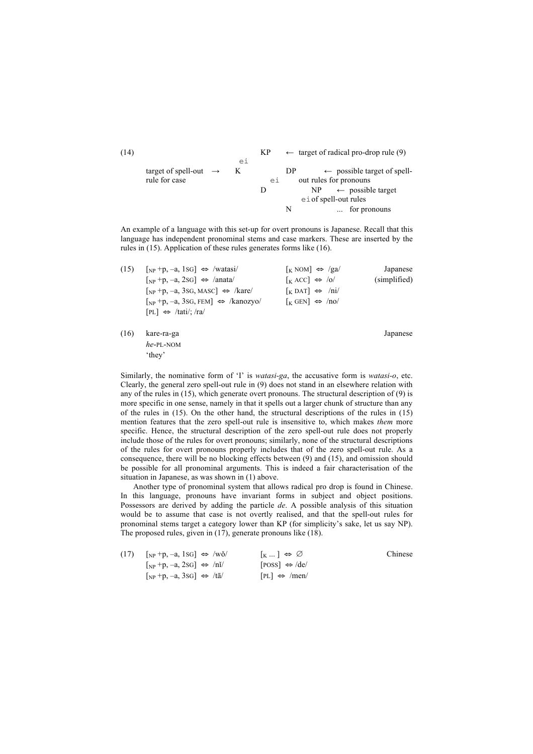(14) Tree diagram:

```
                              KP      ← target of radical pro-drop rule (9)
                          ei
target of spell-out  →   K          DP        ← possible target of spell-
rule for case                     ei      out rules for pronouns
                                 D          NP     ← possible target
                                          ei of spell-out rules
                                         N          ...  for pronouns
```

An example of a language with this set-up for overt pronouns is Japanese. Recall that this language has independent pronominal stems and case markers. These are inserted by the rules in (15). Application of these rules generates forms like (16).

(15) Japanese (simplified)

[$_{NP}$ +p, –a, 1SG] ⇔ /watasi/ [$_{K}$ NOM] ⇔ /ga/
[$_{NP}$ +p, –a, 2SG] ⇔ /anata/ [$_{K}$ ACC] ⇔ /o/
[$_{NP}$ +p, –a, 3SG, MASC] ⇔ /kare/ [$_{K}$ DAT] ⇔ /ni/
[$_{NP}$ +p, –a, 3SG, FEM] ⇔ /kanozyo/ [$_{K}$ GEN] ⇔ /no/
[PL] ⇔ /tati/; /ra/

(16) Japanese

kare-ra-ga
*he*-PL-NOM
'they'

Similarly, the nominative form of 'I' is *watasi-ga*, the accusative form is *watasi-o*, etc. Clearly, the general zero spell-out rule in (9) does not stand in an elsewhere relation with any of the rules in (15), which generate overt pronouns. The structural description of (9) is more specific in one sense, namely in that it spells out a larger chunk of structure than any of the rules in (15). On the other hand, the structural descriptions of the rules in (15) mention features that the zero spell-out rule is insensitive to, which makes *them* more specific. Hence, the structural description of the zero spell-out rule does not properly include those of the rules for overt pronouns; similarly, none of the structural descriptions of the rules for overt pronouns properly includes that of the zero spell-out rule. As a consequence, there will be no blocking effects between (9) and (15), and omission should be possible for all pronominal arguments. This is indeed a fair characterisation of the situation in Japanese, as was shown in (1) above.

Another type of pronominal system that allows radical pro drop is found in Chinese. In this language, pronouns have invariant forms in subject and object positions. Possessors are derived by adding the particle *de*. A possible analysis of this situation would be to assume that case is not overtly realised, and that the spell-out rules for pronominal stems target a category lower than KP (for simplicity's sake, let us say NP). The proposed rules, given in (17), generate pronouns like (18).

(17) Chinese

[$_{NP}$ +p, –a, 1SG] ⇔ /wǒ/ [$_{K}$ ... ] ⇔ ∅
[$_{NP}$ +p, –a, 2SG] ⇔ /nǐ/ [POSS] ⇔ /de/
[$_{NP}$ +p, –a, 3SG] ⇔ /tā/ [PL] ⇔ /men/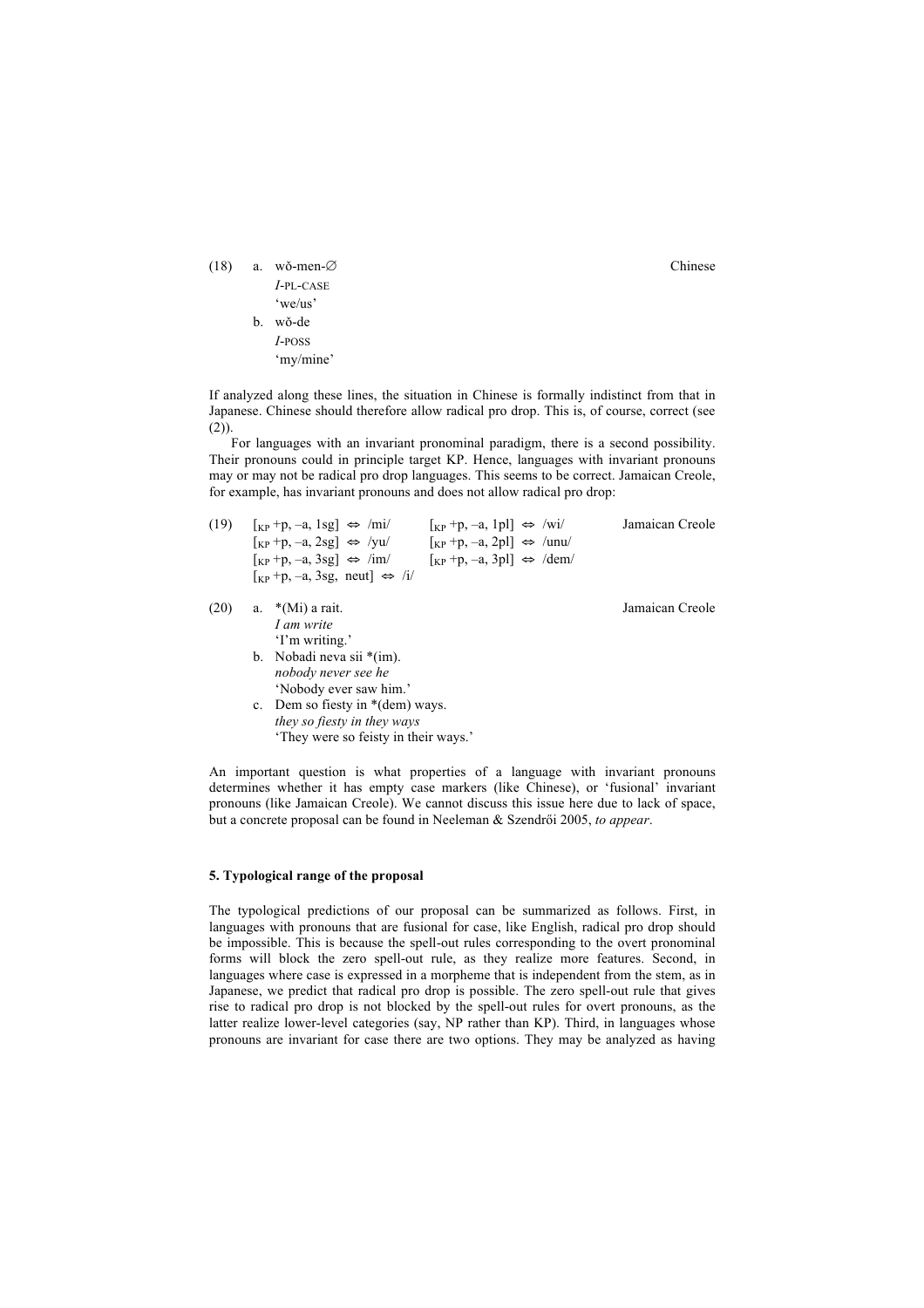(18) a. wǒ-men-∅ — Chinese
*I*-PL-CASE
'we/us'

b. wǒ-de
*I*-POSS
'my/mine'

If analyzed along these lines, the situation in Chinese is formally indistinct from that in Japanese. Chinese should therefore allow radical pro drop. This is, of course, correct (see (2)).

For languages with an invariant pronominal paradigm, there is a second possibility. Their pronouns could in principle target KP. Hence, languages with invariant pronouns may or may not be radical pro drop languages. This seems to be correct. Jamaican Creole, for example, has invariant pronouns and does not allow radical pro drop:

(19) — Jamaican Creole

$[_{KP}$ +p, –a, 1sg$]$ ⇔ /mi/ $[_{KP}$ +p, –a, 1pl$]$ ⇔ /wi/
$[_{KP}$ +p, –a, 2sg$]$ ⇔ /yu/ $[_{KP}$ +p, –a, 2pl$]$ ⇔ /unu/
$[_{KP}$ +p, –a, 3sg$]$ ⇔ /im/ $[_{KP}$ +p, –a, 3pl$]$ ⇔ /dem/
$[_{KP}$ +p, –a, 3sg, neut$]$ ⇔ /i/

(20) — Jamaican Creole

a. *(Mi) a rait.
*I am write*
'I'm writing.'

b. Nobadi neva sii *(im).
*nobody never see he*
'Nobody ever saw him.'

c. Dem so fiesty in *(dem) ways.
*they so fiesty in they ways*
'They were so feisty in their ways.'

An important question is what properties of a language with invariant pronouns determines whether it has empty case markers (like Chinese), or 'fusional' invariant pronouns (like Jamaican Creole). We cannot discuss this issue here due to lack of space, but a concrete proposal can be found in Neeleman & Szendrői 2005, *to appear*.

## 5. Typological range of the proposal

The typological predictions of our proposal can be summarized as follows. First, in languages with pronouns that are fusional for case, like English, radical pro drop should be impossible. This is because the spell-out rules corresponding to the overt pronominal forms will block the zero spell-out rule, as they realize more features. Second, in languages where case is expressed in a morpheme that is independent from the stem, as in Japanese, we predict that radical pro drop is possible. The zero spell-out rule that gives rise to radical pro drop is not blocked by the spell-out rules for overt pronouns, as the latter realize lower-level categories (say, NP rather than KP). Third, in languages whose pronouns are invariant for case there are two options. They may be analyzed as having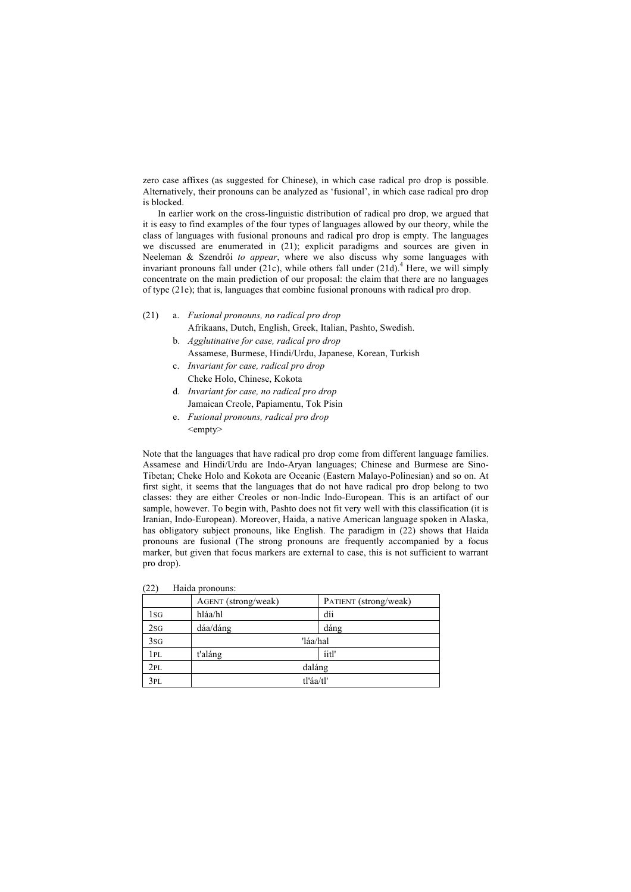zero case affixes (as suggested for Chinese), in which case radical pro drop is possible. Alternatively, their pronouns can be analyzed as 'fusional', in which case radical pro drop is blocked.

In earlier work on the cross-linguistic distribution of radical pro drop, we argued that it is easy to find examples of the four types of languages allowed by our theory, while the class of languages with fusional pronouns and radical pro drop is empty. The languages we discussed are enumerated in (21); explicit paradigms and sources are given in Neeleman & Szendrői *to appear*, where we also discuss why some languages with invariant pronouns fall under (21c), while others fall under (21d).[4] Here, we will simply concentrate on the main prediction of our proposal: the claim that there are no languages of type (21e); that is, languages that combine fusional pronouns with radical pro drop.

(21) a. *Fusional pronouns, no radical pro drop*
Afrikaans, Dutch, English, Greek, Italian, Pashto, Swedish.
b. *Agglutinative for case, radical pro drop*
Assamese, Burmese, Hindi/Urdu, Japanese, Korean, Turkish
c. *Invariant for case, radical pro drop*
Cheke Holo, Chinese, Kokota
d. *Invariant for case, no radical pro drop*
Jamaican Creole, Papiamentu, Tok Pisin
e. *Fusional pronouns, radical pro drop*
<empty>

Note that the languages that have radical pro drop come from different language families. Assamese and Hindi/Urdu are Indo-Aryan languages; Chinese and Burmese are Sino-Tibetan; Cheke Holo and Kokota are Oceanic (Eastern Malayo-Polinesian) and so on. At first sight, it seems that the languages that do not have radical pro drop belong to two classes: they are either Creoles or non-Indic Indo-European. This is an artifact of our sample, however. To begin with, Pashto does not fit very well with this classification (it is Iranian, Indo-European). Moreover, Haida, a native American language spoken in Alaska, has obligatory subject pronouns, like English. The paradigm in (22) shows that Haida pronouns are fusional (The strong pronouns are frequently accompanied by a focus marker, but given that focus markers are external to case, this is not sufficient to warrant pro drop).

(22) Haida pronouns:

| | AGENT (strong/weak) | PATIENT (strong/weak) |
|---|---|---|
| 1SG | hláa/hl | dii |
| 2SG | dáa/dáng | dáng |
| 3SG | 'láa/hal | |
| 1PL | t'aláng | íitl' |
| 2PL | daláng | |
| 3PL | tl'áa/tl' | |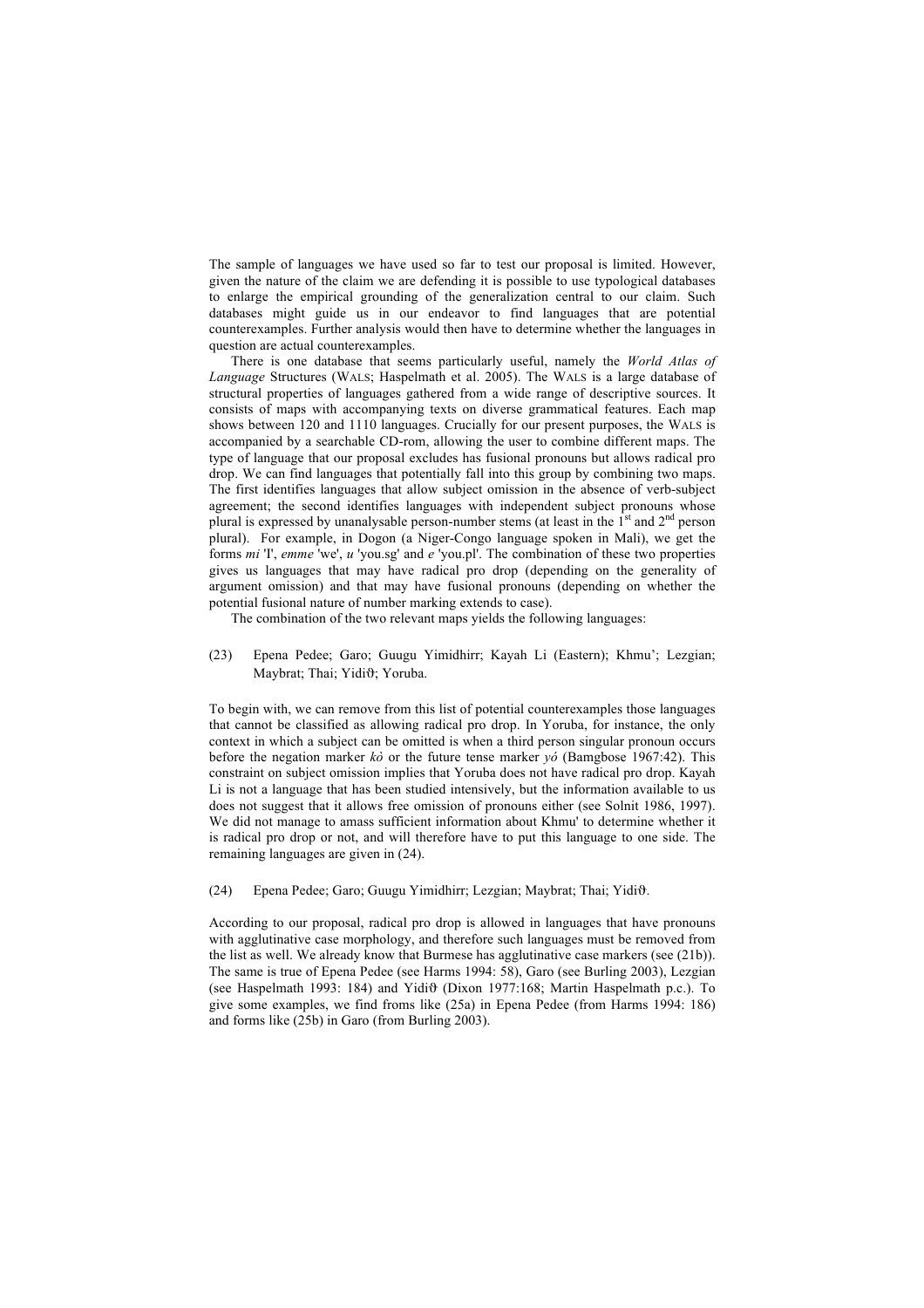The sample of languages we have used so far to test our proposal is limited. However, given the nature of the claim we are defending it is possible to use typological databases to enlarge the empirical grounding of the generalization central to our claim. Such databases might guide us in our endeavor to find languages that are potential counterexamples. Further analysis would then have to determine whether the languages in question are actual counterexamples.

There is one database that seems particularly useful, namely the *World Atlas of Language* Structures (WALS; Haspelmath et al. 2005). The WALS is a large database of structural properties of languages gathered from a wide range of descriptive sources. It consists of maps with accompanying texts on diverse grammatical features. Each map shows between 120 and 1110 languages. Crucially for our present purposes, the WALS is accompanied by a searchable CD-rom, allowing the user to combine different maps. The type of language that our proposal excludes has fusional pronouns but allows radical pro drop. We can find languages that potentially fall into this group by combining two maps. The first identifies languages that allow subject omission in the absence of verb-subject agreement; the second identifies languages with independent subject pronouns whose plural is expressed by unanalysable person-number stems (at least in the 1st and 2nd person plural). For example, in Dogon (a Niger-Congo language spoken in Mali), we get the forms *mi* 'I', *emme* 'we', *u* 'you.sg' and *e* 'you.pl'. The combination of these two properties gives us languages that may have radical pro drop (depending on the generality of argument omission) and that may have fusional pronouns (depending on whether the potential fusional nature of number marking extends to case).

The combination of the two relevant maps yields the following languages:

(23) Epena Pedee; Garo; Guugu Yimidhirr; Kayah Li (Eastern); Khmu'; Lezgian; Maybrat; Thai; Yidiϑ; Yoruba.

To begin with, we can remove from this list of potential counterexamples those languages that cannot be classified as allowing radical pro drop. In Yoruba, for instance, the only context in which a subject can be omitted is when a third person singular pronoun occurs before the negation marker *kò* or the future tense marker *yó* (Bamgbose 1967:42). This constraint on subject omission implies that Yoruba does not have radical pro drop. Kayah Li is not a language that has been studied intensively, but the information available to us does not suggest that it allows free omission of pronouns either (see Solnit 1986, 1997). We did not manage to amass sufficient information about Khmu' to determine whether it is radical pro drop or not, and will therefore have to put this language to one side. The remaining languages are given in (24).

(24) Epena Pedee; Garo; Guugu Yimidhirr; Lezgian; Maybrat; Thai; Yidiϑ.

According to our proposal, radical pro drop is allowed in languages that have pronouns with agglutinative case morphology, and therefore such languages must be removed from the list as well. We already know that Burmese has agglutinative case markers (see (21b)). The same is true of Epena Pedee (see Harms 1994: 58), Garo (see Burling 2003), Lezgian (see Haspelmath 1993: 184) and Yidiϑ (Dixon 1977:168; Martin Haspelmath p.c.). To give some examples, we find froms like (25a) in Epena Pedee (from Harms 1994: 186) and forms like (25b) in Garo (from Burling 2003).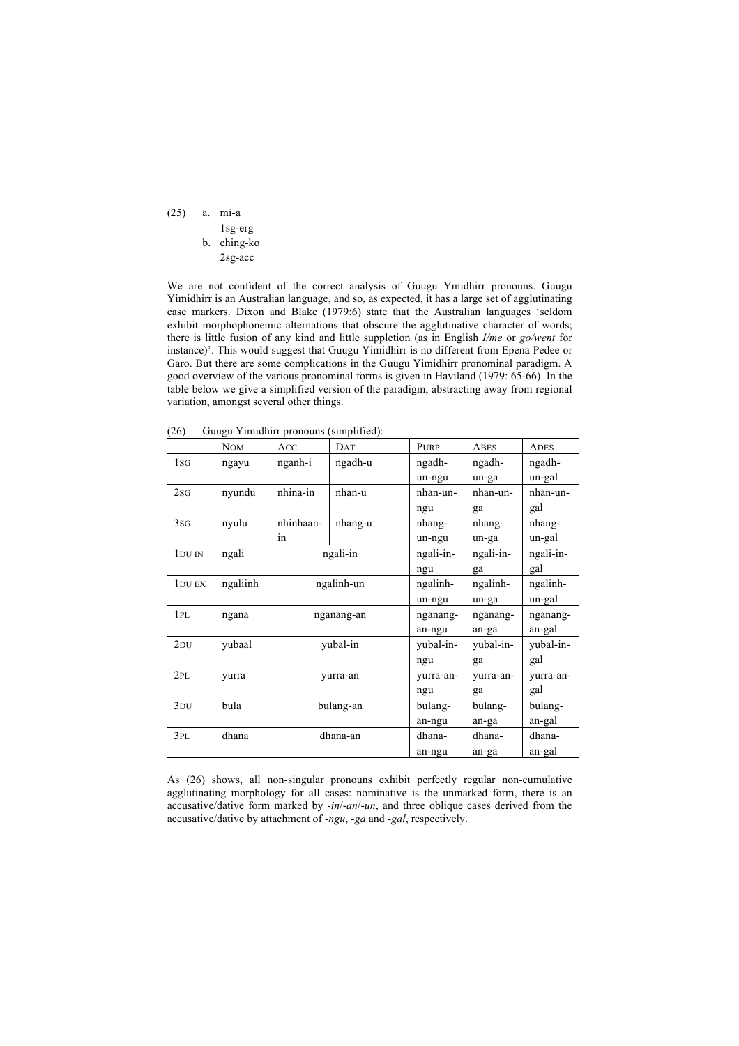(25) a. mi-a
   1sg-erg
  b. ching-ko
   2sg-acc

We are not confident of the correct analysis of Guugu Ymidhirr pronouns. Guugu Yimidhirr is an Australian language, and so, as expected, it has a large set of agglutinating case markers. Dixon and Blake (1979:6) state that the Australian languages 'seldom exhibit morphophonemic alternations that obscure the agglutinative character of words; there is little fusion of any kind and little suppletion (as in English *I/me* or *go/went* for instance)'. This would suggest that Guugu Yimidhirr is no different from Epena Pedee or Garo. But there are some complications in the Guugu Yimidhirr pronominal paradigm. A good overview of the various pronominal forms is given in Haviland (1979: 65-66). In the table below we give a simplified version of the paradigm, abstracting away from regional variation, amongst several other things.

(26) Guugu Yimidhirr pronouns (simplified):

| | NOM | ACC | DAT | PURP | ABES | ADES |
|---|---|---|---|---|---|---|
| 1SG | ngayu | nganh-i | ngadh-u | ngadh-un-ngu | ngadh-un-ga | ngadh-un-gal |
| 2SG | nyundu | nhina-in | nhan-u | nhan-un-ngu | nhan-un-ga | nhan-un-gal |
| 3SG | nyulu | nhinhaan-in | nhang-u | nhang-un-ngu | nhang-un-ga | nhang-un-gal |
| 1DU IN | ngali | ngali-in | | ngali-in-ngu | ngali-in-ga | ngali-in-gal |
| 1DU EX | ngaliinh | ngalinh-un | | ngalinh-un-ngu | ngalinh-un-ga | ngalinh-un-gal |
| 1PL | ngana | nganang-an | | nganang-an-ngu | nganang-an-ga | nganang-an-gal |
| 2DU | yubaal | yubal-in | | yubal-in-ngu | yubal-in-ga | yubal-in-gal |
| 2PL | yurra | yurra-an | | yurra-an-ngu | yurra-an-ga | yurra-an-gal |
| 3DU | bula | bulang-an | | bulang-an-ngu | bulang-an-ga | bulang-an-gal |
| 3PL | dhana | dhana-an | | dhana-an-ngu | dhana-an-ga | dhana-an-gal |

As (26) shows, all non-singular pronouns exhibit perfectly regular non-cumulative agglutinating morphology for all cases: nominative is the unmarked form, there is an accusative/dative form marked by *-in*/*-an*/*-un*, and three oblique cases derived from the accusative/dative by attachment of *-ngu*, *-ga* and *-gal*, respectively.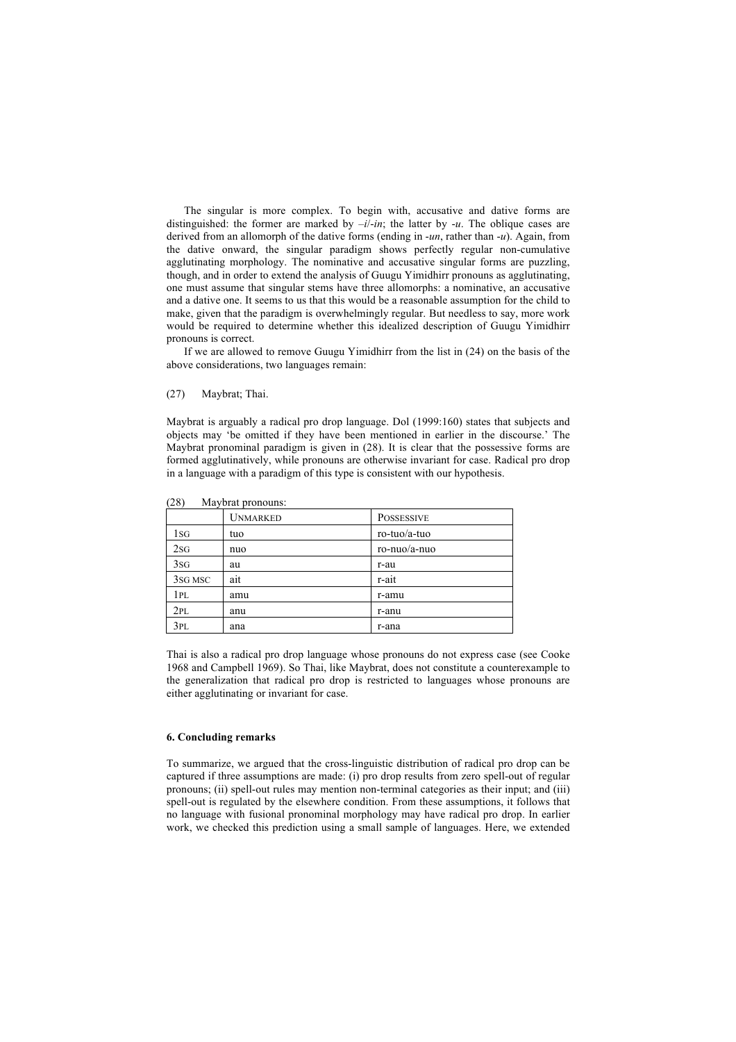The singular is more complex. To begin with, accusative and dative forms are distinguished: the former are marked by *–i*/*-in*; the latter by *-u*. The oblique cases are derived from an allomorph of the dative forms (ending in *-un*, rather than *-u*). Again, from the dative onward, the singular paradigm shows perfectly regular non-cumulative agglutinating morphology. The nominative and accusative singular forms are puzzling, though, and in order to extend the analysis of Guugu Yimidhirr pronouns as agglutinating, one must assume that singular stems have three allomorphs: a nominative, an accusative and a dative one. It seems to us that this would be a reasonable assumption for the child to make, given that the paradigm is overwhelmingly regular. But needless to say, more work would be required to determine whether this idealized description of Guugu Yimidhirr pronouns is correct.

If we are allowed to remove Guugu Yimidhirr from the list in (24) on the basis of the above considerations, two languages remain:

(27) Maybrat; Thai.

Maybrat is arguably a radical pro drop language. Dol (1999:160) states that subjects and objects may 'be omitted if they have been mentioned in earlier in the discourse.' The Maybrat pronominal paradigm is given in (28). It is clear that the possessive forms are formed agglutinatively, while pronouns are otherwise invariant for case. Radical pro drop in a language with a paradigm of this type is consistent with our hypothesis.

(28) Maybrat pronouns:

| | UNMARKED | POSSESSIVE |
|---|---|---|
| 1SG | tuo | ro-tuo/a-tuo |
| 2SG | nuo | ro-nuo/a-nuo |
| 3SG | au | r-au |
| 3SG MSC | ait | r-ait |
| 1PL | amu | r-amu |
| 2PL | anu | r-anu |
| 3PL | ana | r-ana |

Thai is also a radical pro drop language whose pronouns do not express case (see Cooke 1968 and Campbell 1969). So Thai, like Maybrat, does not constitute a counterexample to the generalization that radical pro drop is restricted to languages whose pronouns are either agglutinating or invariant for case.

## 6. Concluding remarks

To summarize, we argued that the cross-linguistic distribution of radical pro drop can be captured if three assumptions are made: (i) pro drop results from zero spell-out of regular pronouns; (ii) spell-out rules may mention non-terminal categories as their input; and (iii) spell-out is regulated by the elsewhere condition. From these assumptions, it follows that no language with fusional pronominal morphology may have radical pro drop. In earlier work, we checked this prediction using a small sample of languages. Here, we extended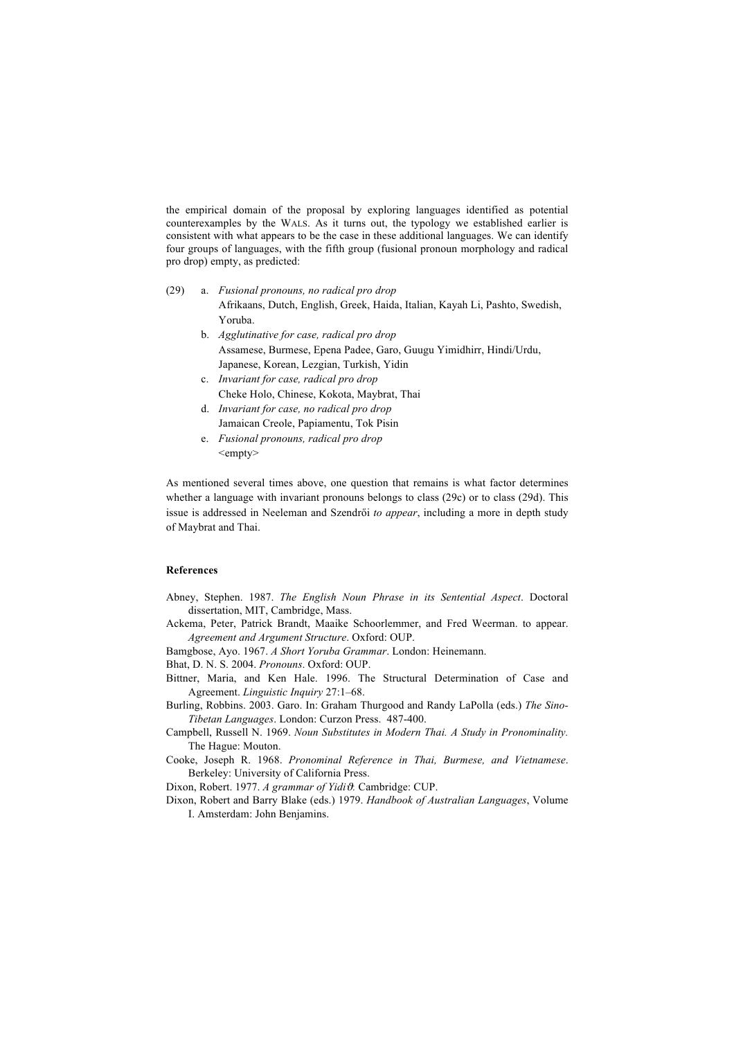the empirical domain of the proposal by exploring languages identified as potential counterexamples by the WALS. As it turns out, the typology we established earlier is consistent with what appears to be the case in these additional languages. We can identify four groups of languages, with the fifth group (fusional pronoun morphology and radical pro drop) empty, as predicted:

(29) a. *Fusional pronouns, no radical pro drop*
Afrikaans, Dutch, English, Greek, Haida, Italian, Kayah Li, Pashto, Swedish, Yoruba.

b. *Agglutinative for case, radical pro drop*
Assamese, Burmese, Epena Padee, Garo, Guugu Yimidhirr, Hindi/Urdu, Japanese, Korean, Lezgian, Turkish, Yidin

c. *Invariant for case, radical pro drop*
Cheke Holo, Chinese, Kokota, Maybrat, Thai

d. *Invariant for case, no radical pro drop*
Jamaican Creole, Papiamentu, Tok Pisin

e. *Fusional pronouns, radical pro drop*
<empty>

As mentioned several times above, one question that remains is what factor determines whether a language with invariant pronouns belongs to class (29c) or to class (29d). This issue is addressed in Neeleman and Szendrői *to appear*, including a more in depth study of Maybrat and Thai.

### References

Abney, Stephen. 1987. *The English Noun Phrase in its Sentential Aspect*. Doctoral dissertation, MIT, Cambridge, Mass.

Ackema, Peter, Patrick Brandt, Maaike Schoorlemmer, and Fred Weerman. to appear. *Agreement and Argument Structure*. Oxford: OUP.

Bamgbose, Ayo. 1967. *A Short Yoruba Grammar*. London: Heinemann.

Bhat, D. N. S. 2004. *Pronouns*. Oxford: OUP.

Bittner, Maria, and Ken Hale. 1996. The Structural Determination of Case and Agreement. *Linguistic Inquiry* 27:1–68.

Burling, Robbins. 2003. Garo. In: Graham Thurgood and Randy LaPolla (eds.) *The Sino-Tibetan Languages*. London: Curzon Press. 487-400.

Campbell, Russell N. 1969. *Noun Substitutes in Modern Thai. A Study in Pronominality.* The Hague: Mouton.

Cooke, Joseph R. 1968. *Pronominal Reference in Thai, Burmese, and Vietnamese*. Berkeley: University of California Press.

Dixon, Robert. 1977. *A grammar of Yidiɲ*. Cambridge: CUP.

Dixon, Robert and Barry Blake (eds.) 1979. *Handbook of Australian Languages*, Volume I. Amsterdam: John Benjamins.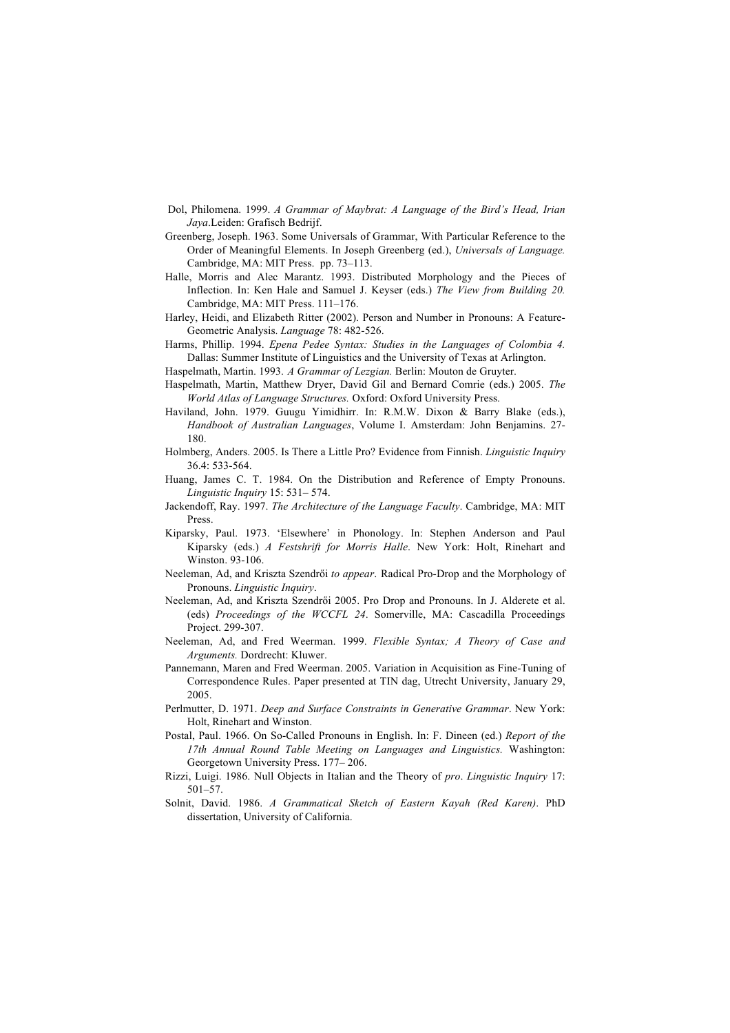Dol, Philomena. 1999. *A Grammar of Maybrat: A Language of the Bird's Head, Irian Jaya*.Leiden: Grafisch Bedrijf.

Greenberg, Joseph. 1963. Some Universals of Grammar, With Particular Reference to the Order of Meaningful Elements. In Joseph Greenberg (ed.), *Universals of Language.* Cambridge, MA: MIT Press. pp. 73–113.

Halle, Morris and Alec Marantz. 1993. Distributed Morphology and the Pieces of Inflection. In: Ken Hale and Samuel J. Keyser (eds.) *The View from Building 20.* Cambridge, MA: MIT Press. 111–176.

Harley, Heidi, and Elizabeth Ritter (2002). Person and Number in Pronouns: A Feature-Geometric Analysis. *Language* 78: 482-526.

Harms, Phillip. 1994. *Epena Pedee Syntax: Studies in the Languages of Colombia 4.* Dallas: Summer Institute of Linguistics and the University of Texas at Arlington.

Haspelmath, Martin. 1993. *A Grammar of Lezgian.* Berlin: Mouton de Gruyter.

Haspelmath, Martin, Matthew Dryer, David Gil and Bernard Comrie (eds.) 2005. *The World Atlas of Language Structures.* Oxford: Oxford University Press.

Haviland, John. 1979. Guugu Yimidhirr. In: R.M.W. Dixon & Barry Blake (eds.), *Handbook of Australian Languages*, Volume I. Amsterdam: John Benjamins. 27-180.

Holmberg, Anders. 2005. Is There a Little Pro? Evidence from Finnish. *Linguistic Inquiry* 36.4: 533-564.

Huang, James C. T. 1984. On the Distribution and Reference of Empty Pronouns. *Linguistic Inquiry* 15: 531– 574.

Jackendoff, Ray. 1997. *The Architecture of the Language Faculty*. Cambridge, MA: MIT Press.

Kiparsky, Paul. 1973. 'Elsewhere' in Phonology. In: Stephen Anderson and Paul Kiparsky (eds.) *A Festshrift for Morris Halle*. New York: Holt, Rinehart and Winston. 93-106.

Neeleman, Ad, and Kriszta Szendrői *to appear*. Radical Pro-Drop and the Morphology of Pronouns. *Linguistic Inquiry*.

Neeleman, Ad, and Kriszta Szendrői 2005. Pro Drop and Pronouns. In J. Alderete et al. (eds) *Proceedings of the WCCFL 24*. Somerville, MA: Cascadilla Proceedings Project. 299-307.

Neeleman, Ad, and Fred Weerman. 1999. *Flexible Syntax; A Theory of Case and Arguments.* Dordrecht: Kluwer.

Pannemann, Maren and Fred Weerman. 2005. Variation in Acquisition as Fine-Tuning of Correspondence Rules. Paper presented at TIN dag, Utrecht University, January 29, 2005.

Perlmutter, D. 1971. *Deep and Surface Constraints in Generative Grammar*. New York: Holt, Rinehart and Winston.

Postal, Paul. 1966. On So-Called Pronouns in English. In: F. Dineen (ed.) *Report of the 17th Annual Round Table Meeting on Languages and Linguistics.* Washington: Georgetown University Press. 177– 206.

Rizzi, Luigi. 1986. Null Objects in Italian and the Theory of *pro*. *Linguistic Inquiry* 17: 501–57.

Solnit, David. 1986. *A Grammatical Sketch of Eastern Kayah (Red Karen)*. PhD dissertation, University of California.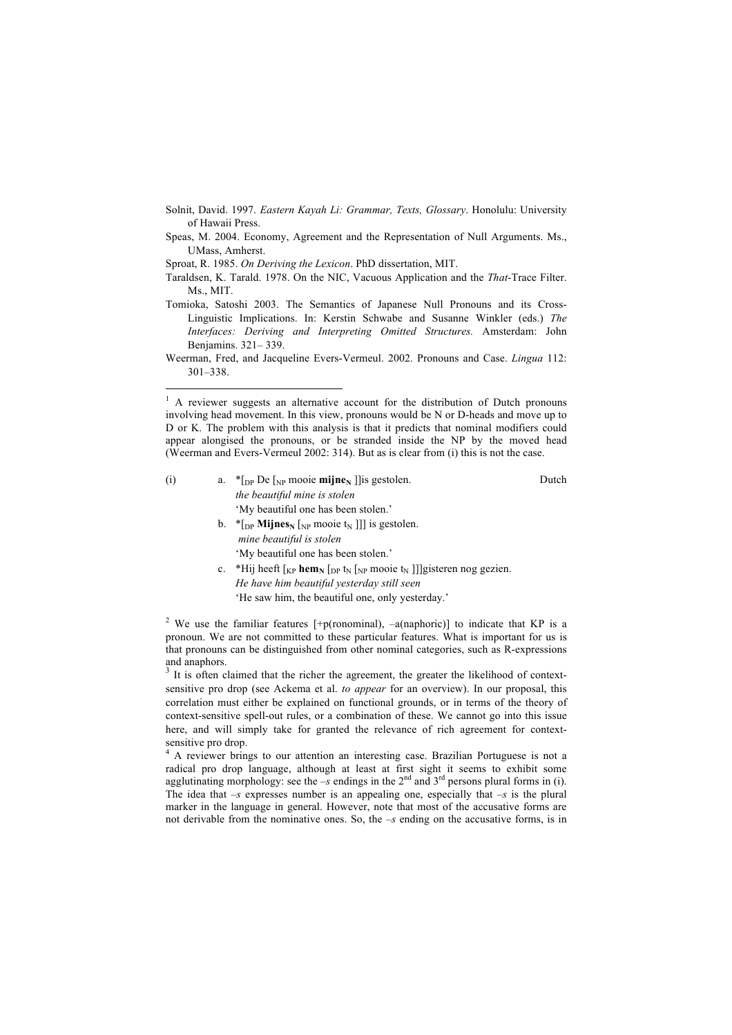Solnit, David. 1997. *Eastern Kayah Li: Grammar, Texts, Glossary*. Honolulu: University of Hawaii Press.

Speas, M. 2004. Economy, Agreement and the Representation of Null Arguments. Ms., UMass, Amherst.

Sproat, R. 1985. *On Deriving the Lexicon*. PhD dissertation, MIT.

Taraldsen, K. Tarald. 1978. On the NIC, Vacuous Application and the *That*-Trace Filter. Ms., MIT.

Tomioka, Satoshi 2003. The Semantics of Japanese Null Pronouns and its Cross-Linguistic Implications. In: Kerstin Schwabe and Susanne Winkler (eds.) *The Interfaces: Deriving and Interpreting Omitted Structures.* Amsterdam: John Benjamins. 321– 339.

Weerman, Fred, and Jacqueline Evers-Vermeul. 2002. Pronouns and Case. *Lingua* 112: 301–338.

---

[1] A reviewer suggests an alternative account for the distribution of Dutch pronouns involving head movement. In this view, pronouns would be N or D-heads and move up to D or K. The problem with this analysis is that it predicts that nominal modifiers could appear alongised the pronouns, or be stranded inside the NP by the moved head (Weerman and Evers-Vermeul 2002: 314). But as is clear from (i) this is not the case.

(i) a. *[$_{DP}$ De [$_{NP}$ mooie **mijne**$_N$ ]]is gestolen. Dutch
*the beautiful mine is stolen*
'My beautiful one has been stolen.'

b. *[$_{DP}$ **Mijnes**$_N$ [$_{NP}$ mooie t$_N$ ]]] is gestolen.
*mine beautiful is stolen*
'My beautiful one has been stolen.'

c. *Hij heeft [$_{KP}$ **hem**$_N$ [$_{DP}$ t$_N$ [$_{NP}$ mooie t$_N$ ]]]gisteren nog gezien.
*He have him beautiful yesterday still seen*
'He saw him, the beautiful one, only yesterday.'

[2] We use the familiar features [+p(ronominal), –a(naphoric)] to indicate that KP is a pronoun. We are not committed to these particular features. What is important for us is that pronouns can be distinguished from other nominal categories, such as R-expressions and anaphors.

[3] It is often claimed that the richer the agreement, the greater the likelihood of context-sensitive pro drop (see Ackema et al. *to appear* for an overview). In our proposal, this correlation must either be explained on functional grounds, or in terms of the theory of context-sensitive spell-out rules, or a combination of these. We cannot go into this issue here, and will simply take for granted the relevance of rich agreement for context-sensitive pro drop.

[4] A reviewer brings to our attention an interesting case. Brazilian Portuguese is not a radical pro drop language, although at least at first sight it seems to exhibit some agglutinating morphology: see the –*s* endings in the 2nd and 3rd persons plural forms in (i). The idea that –*s* expresses number is an appealing one, especially that –*s* is the plural marker in the language in general. However, note that most of the accusative forms are not derivable from the nominative ones. So, the –*s* ending on the accusative forms, is in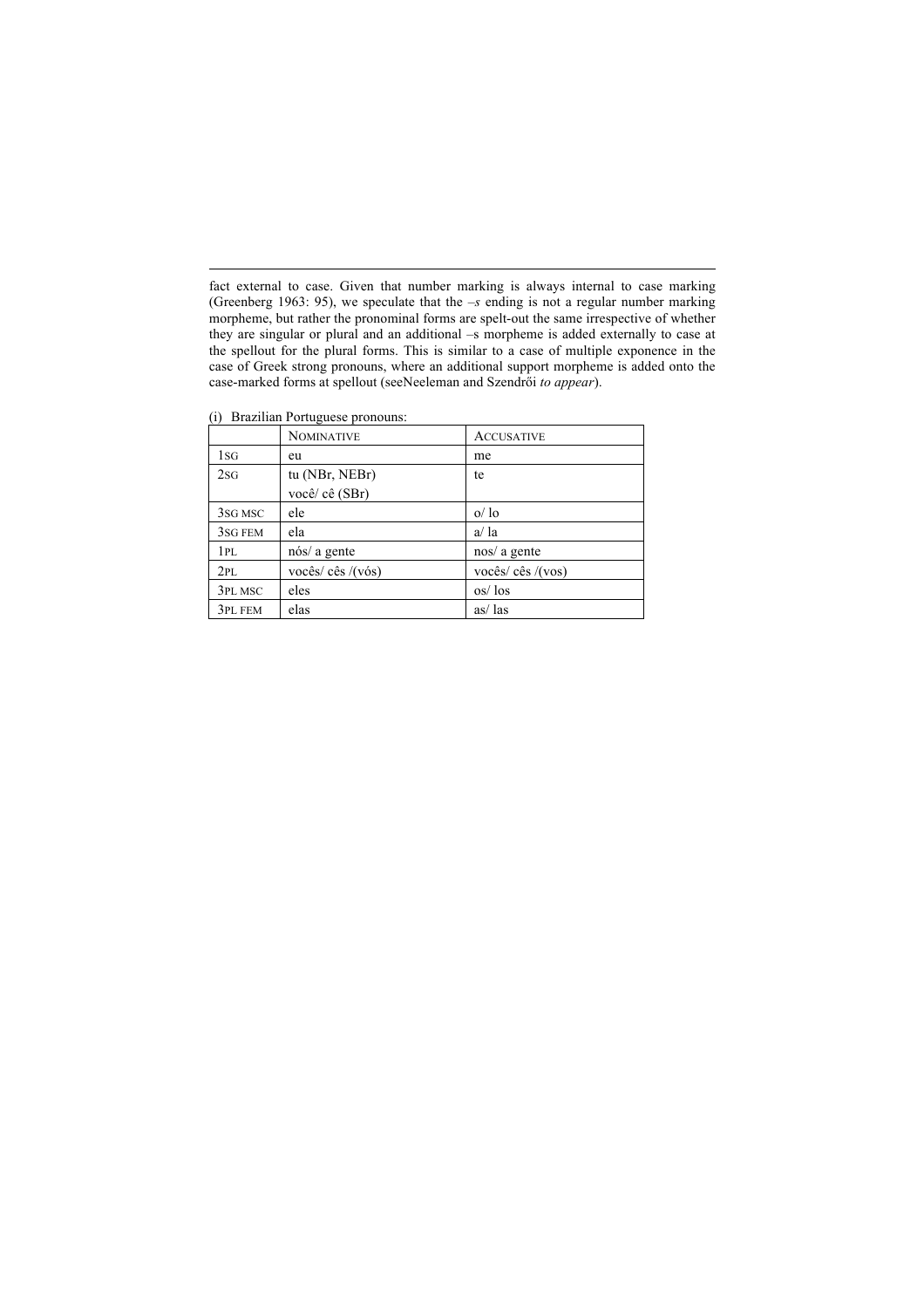fact external to case. Given that number marking is always internal to case marking (Greenberg 1963: 95), we speculate that the *–s* ending is not a regular number marking morpheme, but rather the pronominal forms are spelt-out the same irrespective of whether they are singular or plural and an additional –s morpheme is added externally to case at the spellout for the plural forms. This is similar to a case of multiple exponence in the case of Greek strong pronouns, where an additional support morpheme is added onto the case-marked forms at spellout (seeNeeleman and Szendrői *to appear*).

(i) Brazilian Portuguese pronouns:

| | NOMINATIVE | ACCUSATIVE |
|---|---|---|
| 1SG | eu | me |
| 2SG | tu (NBr, NEBr)<br>você/ cê (SBr) | te |
| 3SG MSC | ele | o/ lo |
| 3SG FEM | ela | a/ la |
| 1PL | nós/ a gente | nos/ a gente |
| 2PL | vocês/ cês /(vós) | vocês/ cês /(vos) |
| 3PL MSC | eles | os/ los |
| 3PL FEM | elas | as/ las |